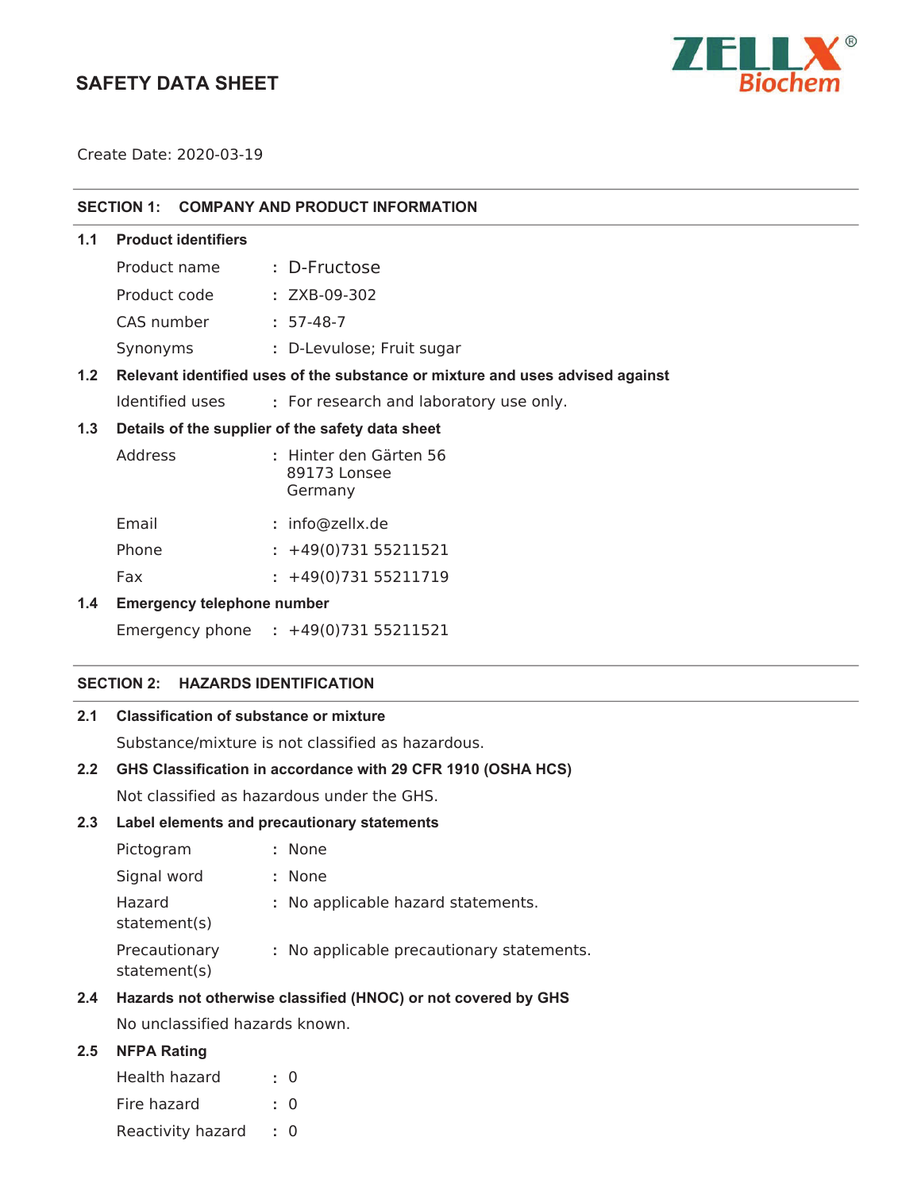# SAFETY DATA SHEET

ZELLX® Biochem

Create Date: 2020-03-19

## SECTION 1: COMPANY AND PRODUCT INFORMATION

### 1.1 Product identifiers

| | | |
|---|---|---|
| Product name | : | D-Fructose |
| Product code | : | ZXB-09-302 |
| CAS number | : | 57-48-7 |
| Synonyms | : | D-Levulose; Fruit sugar |

### 1.2 Relevant identified uses of the substance or mixture and uses advised against

| | | |
|---|---|---|
| Identified uses | : | For research and laboratory use only. |

### 1.3 Details of the supplier of the safety data sheet

| | | |
|---|---|---|
| Address | : | Hinter den Gärten 56<br>89173 Lonsee<br>Germany |
| Email | : | info@zellx.de |
| Phone | : | +49(0)731 55211521 |
| Fax | : | +49(0)731 55211719 |

### 1.4 Emergency telephone number

| | | |
|---|---|---|
| Emergency phone | : | +49(0)731 55211521 |

## SECTION 2: HAZARDS IDENTIFICATION

### 2.1 Classification of substance or mixture

Substance/mixture is not classified as hazardous.

### 2.2 GHS Classification in accordance with 29 CFR 1910 (OSHA HCS)

Not classified as hazardous under the GHS.

### 2.3 Label elements and precautionary statements

| | | |
|---|---|---|
| Pictogram | : | None |
| Signal word | : | None |
| Hazard statement(s) | : | No applicable hazard statements. |
| Precautionary statement(s) | : | No applicable precautionary statements. |

### 2.4 Hazards not otherwise classified (HNOC) or not covered by GHS

No unclassified hazards known.

### 2.5 NFPA Rating

| | | |
|---|---|---|
| Health hazard | : | 0 |
| Fire hazard | : | 0 |
| Reactivity hazard | : | 0 |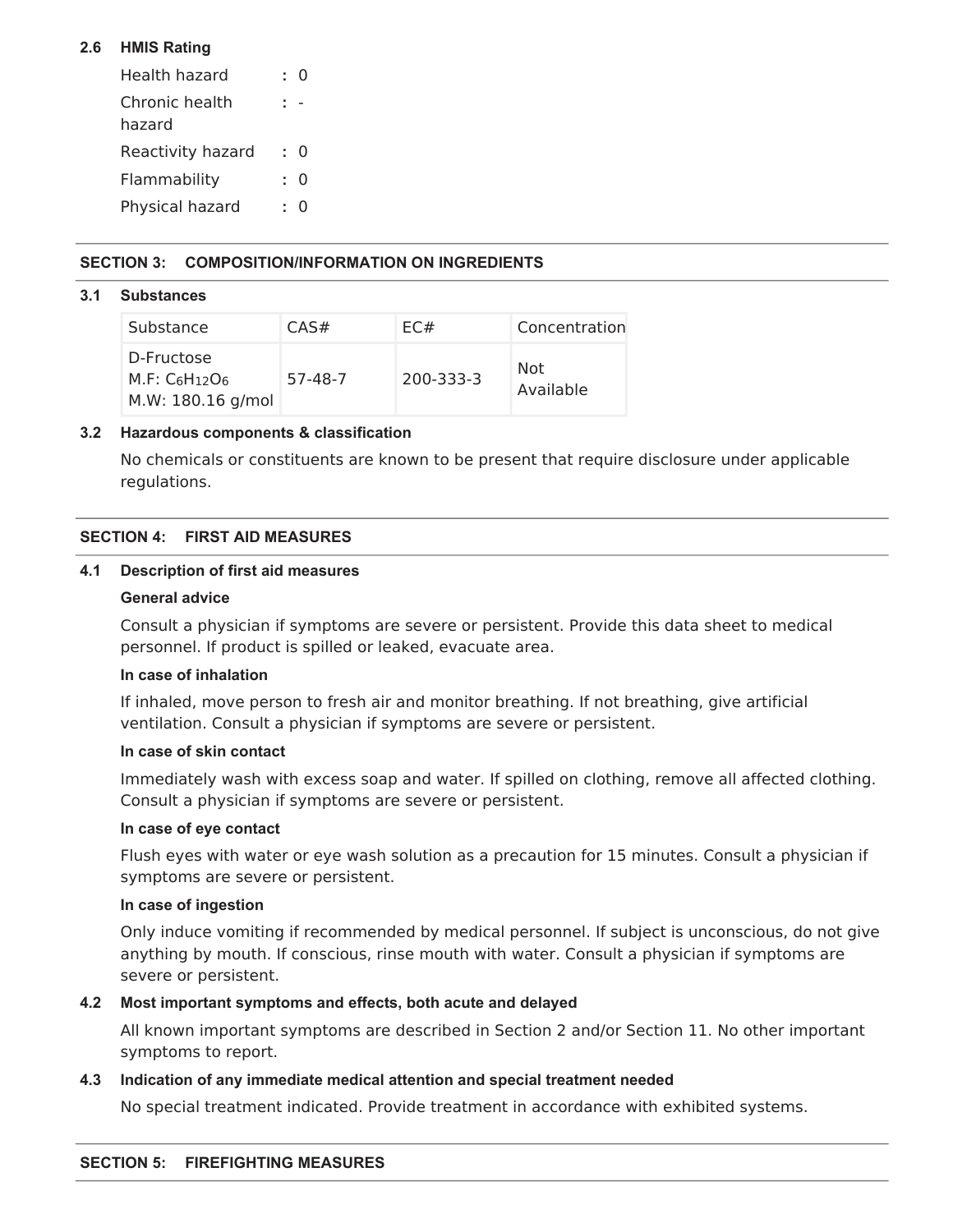**2.6 HMIS Rating**

| | | |
|---|---|---|
| Health hazard | : | 0 |
| Chronic health hazard | : | - |
| Reactivity hazard | : | 0 |
| Flammability | : | 0 |
| Physical hazard | : | 0 |

## SECTION 3: COMPOSITION/INFORMATION ON INGREDIENTS

**3.1 Substances**

| Substance | CAS# | EC# | Concentration |
|---|---|---|---|
| D-Fructose<br>M.F: $C_6H_{12}O_6$<br>M.W: 180.16 g/mol | 57-48-7 | 200-333-3 | Not Available |

**3.2 Hazardous components & classification**

No chemicals or constituents are known to be present that require disclosure under applicable regulations.

## SECTION 4: FIRST AID MEASURES

**4.1 Description of first aid measures**

**General advice**

Consult a physician if symptoms are severe or persistent. Provide this data sheet to medical personnel. If product is spilled or leaked, evacuate area.

**In case of inhalation**

If inhaled, move person to fresh air and monitor breathing. If not breathing, give artificial ventilation. Consult a physician if symptoms are severe or persistent.

**In case of skin contact**

Immediately wash with excess soap and water. If spilled on clothing, remove all affected clothing. Consult a physician if symptoms are severe or persistent.

**In case of eye contact**

Flush eyes with water or eye wash solution as a precaution for 15 minutes. Consult a physician if symptoms are severe or persistent.

**In case of ingestion**

Only induce vomiting if recommended by medical personnel. If subject is unconscious, do not give anything by mouth. If conscious, rinse mouth with water. Consult a physician if symptoms are severe or persistent.

**4.2 Most important symptoms and effects, both acute and delayed**

All known important symptoms are described in Section 2 and/or Section 11. No other important symptoms to report.

**4.3 Indication of any immediate medical attention and special treatment needed**

No special treatment indicated. Provide treatment in accordance with exhibited systems.

## SECTION 5: FIREFIGHTING MEASURES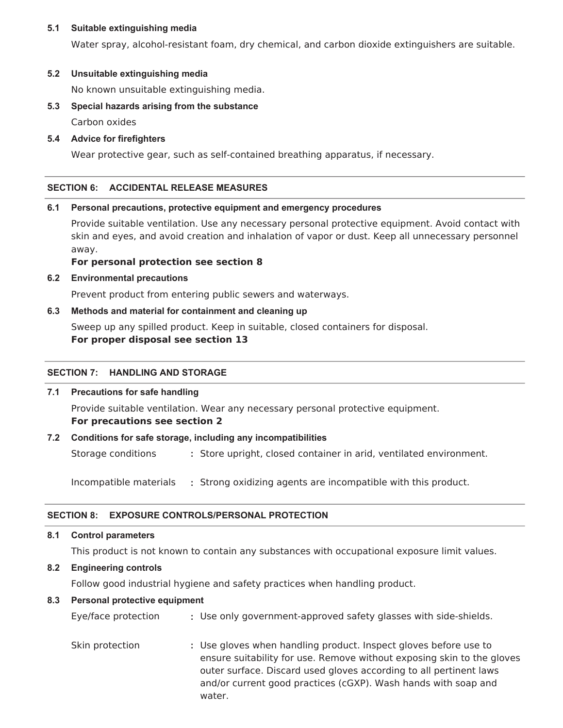### 5.1 Suitable extinguishing media

Water spray, alcohol-resistant foam, dry chemical, and carbon dioxide extinguishers are suitable.

### 5.2 Unsuitable extinguishing media

No known unsuitable extinguishing media.

### 5.3 Special hazards arising from the substance

Carbon oxides

### 5.4 Advice for firefighters

Wear protective gear, such as self-contained breathing apparatus, if necessary.

## SECTION 6: ACCIDENTAL RELEASE MEASURES

### 6.1 Personal precautions, protective equipment and emergency procedures

Provide suitable ventilation. Use any necessary personal protective equipment. Avoid contact with skin and eyes, and avoid creation and inhalation of vapor or dust. Keep all unnecessary personnel away.

**For personal protection see section 8**

### 6.2 Environmental precautions

Prevent product from entering public sewers and waterways.

### 6.3 Methods and material for containment and cleaning up

Sweep up any spilled product. Keep in suitable, closed containers for disposal.

**For proper disposal see section 13**

## SECTION 7: HANDLING AND STORAGE

### 7.1 Precautions for safe handling

Provide suitable ventilation. Wear any necessary personal protective equipment.

**For precautions see section 2**

### 7.2 Conditions for safe storage, including any incompatibilities

Storage conditions : Store upright, closed container in arid, ventilated environment.

Incompatible materials : Strong oxidizing agents are incompatible with this product.

## SECTION 8: EXPOSURE CONTROLS/PERSONAL PROTECTION

### 8.1 Control parameters

This product is not known to contain any substances with occupational exposure limit values.

### 8.2 Engineering controls

Follow good industrial hygiene and safety practices when handling product.

### 8.3 Personal protective equipment

Eye/face protection : Use only government-approved safety glasses with side-shields.

Skin protection : Use gloves when handling product. Inspect gloves before use to ensure suitability for use. Remove without exposing skin to the gloves outer surface. Discard used gloves according to all pertinent laws and/or current good practices (cGXP). Wash hands with soap and water.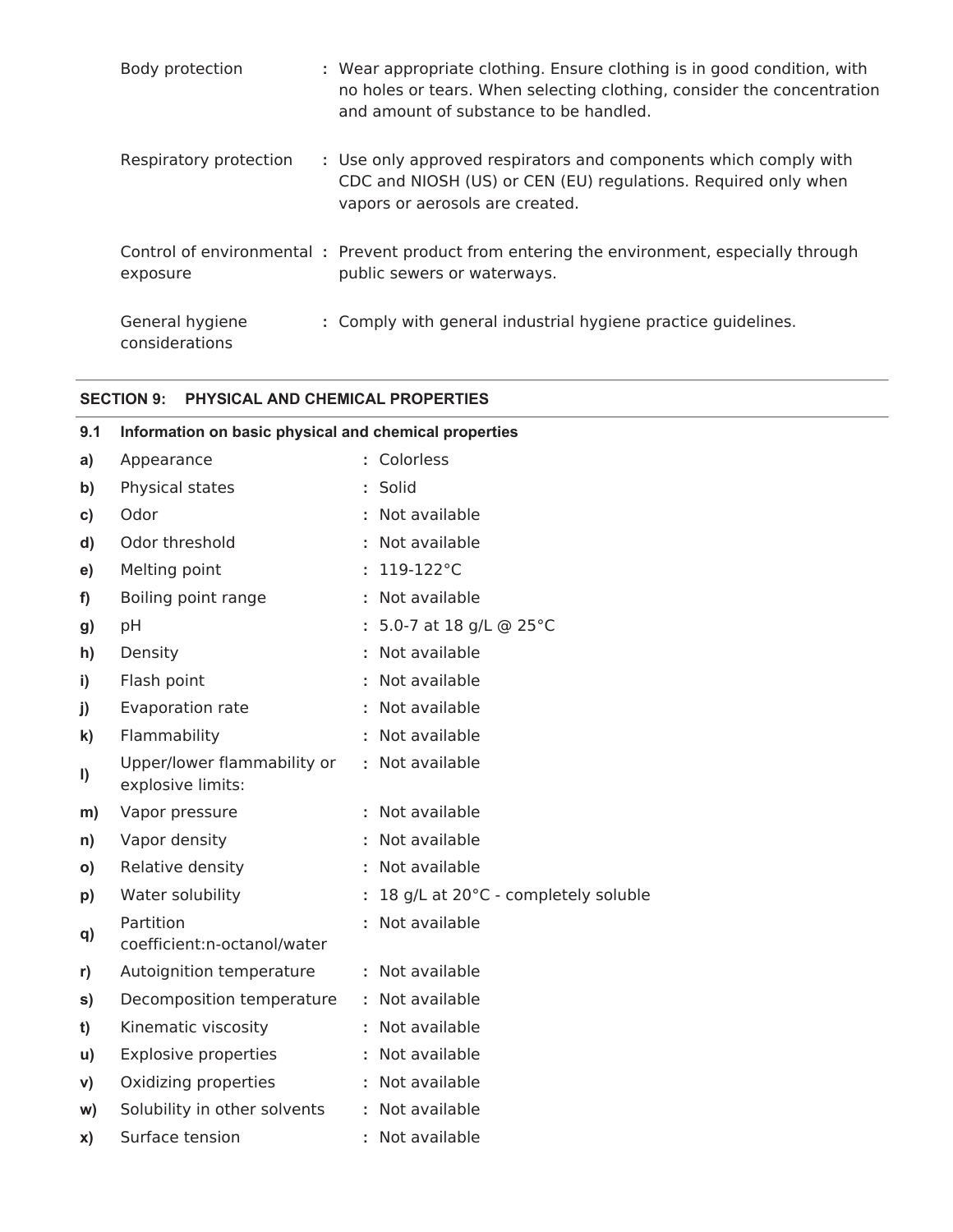| | | |
|---|---|---|
| Body protection | : | Wear appropriate clothing. Ensure clothing is in good condition, with no holes or tears. When selecting clothing, consider the concentration and amount of substance to be handled. |
| Respiratory protection | : | Use only approved respirators and components which comply with CDC and NIOSH (US) or CEN (EU) regulations. Required only when vapors or aerosols are created. |
| Control of environmental exposure | : | Prevent product from entering the environment, especially through public sewers or waterways. |
| General hygiene considerations | : | Comply with general industrial hygiene practice guidelines. |

## SECTION 9: PHYSICAL AND CHEMICAL PROPERTIES

### 9.1 Information on basic physical and chemical properties

| | | |
|---|---|---|
| a) | Appearance | : Colorless |
| b) | Physical states | : Solid |
| c) | Odor | : Not available |
| d) | Odor threshold | : Not available |
| e) | Melting point | : 119-122°C |
| f) | Boiling point range | : Not available |
| g) | pH | : 5.0-7 at 18 g/L @ 25°C |
| h) | Density | : Not available |
| i) | Flash point | : Not available |
| j) | Evaporation rate | : Not available |
| k) | Flammability | : Not available |
| l) | Upper/lower flammability or explosive limits: | : Not available |
| m) | Vapor pressure | : Not available |
| n) | Vapor density | : Not available |
| o) | Relative density | : Not available |
| p) | Water solubility | : 18 g/L at 20°C - completely soluble |
| q) | Partition coefficient:n-octanol/water | : Not available |
| r) | Autoignition temperature | : Not available |
| s) | Decomposition temperature | : Not available |
| t) | Kinematic viscosity | : Not available |
| u) | Explosive properties | : Not available |
| v) | Oxidizing properties | : Not available |
| w) | Solubility in other solvents | : Not available |
| x) | Surface tension | : Not available |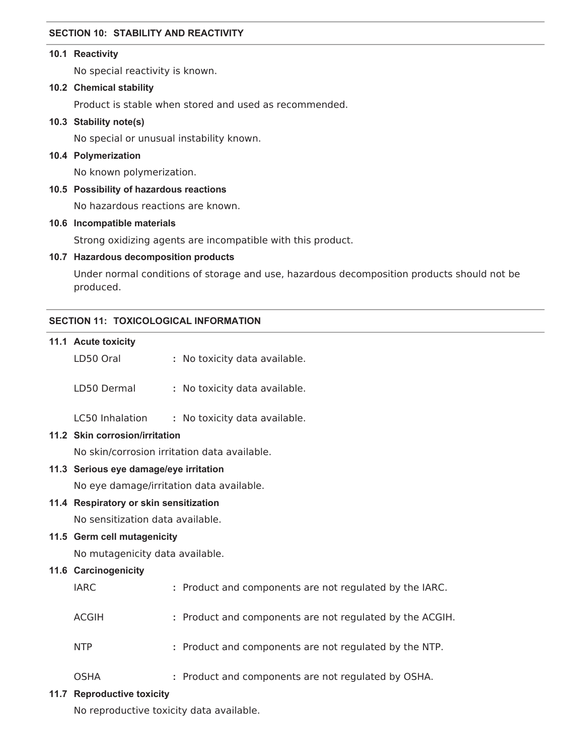## SECTION 10: STABILITY AND REACTIVITY

### 10.1 Reactivity

No special reactivity is known.

### 10.2 Chemical stability

Product is stable when stored and used as recommended.

### 10.3 Stability note(s)

No special or unusual instability known.

### 10.4 Polymerization

No known polymerization.

### 10.5 Possibility of hazardous reactions

No hazardous reactions are known.

### 10.6 Incompatible materials

Strong oxidizing agents are incompatible with this product.

### 10.7 Hazardous decomposition products

Under normal conditions of storage and use, hazardous decomposition products should not be produced.

## SECTION 11: TOXICOLOGICAL INFORMATION

### 11.1 Acute toxicity

LD50 Oral : No toxicity data available.

LD50 Dermal : No toxicity data available.

LC50 Inhalation : No toxicity data available.

### 11.2 Skin corrosion/irritation

No skin/corrosion irritation data available.

### 11.3 Serious eye damage/eye irritation

No eye damage/irritation data available.

### 11.4 Respiratory or skin sensitization

No sensitization data available.

### 11.5 Germ cell mutagenicity

No mutagenicity data available.

### 11.6 Carcinogenicity

IARC : Product and components are not regulated by the IARC.

ACGIH : Product and components are not regulated by the ACGIH.

NTP : Product and components are not regulated by the NTP.

OSHA : Product and components are not regulated by OSHA.

### 11.7 Reproductive toxicity

No reproductive toxicity data available.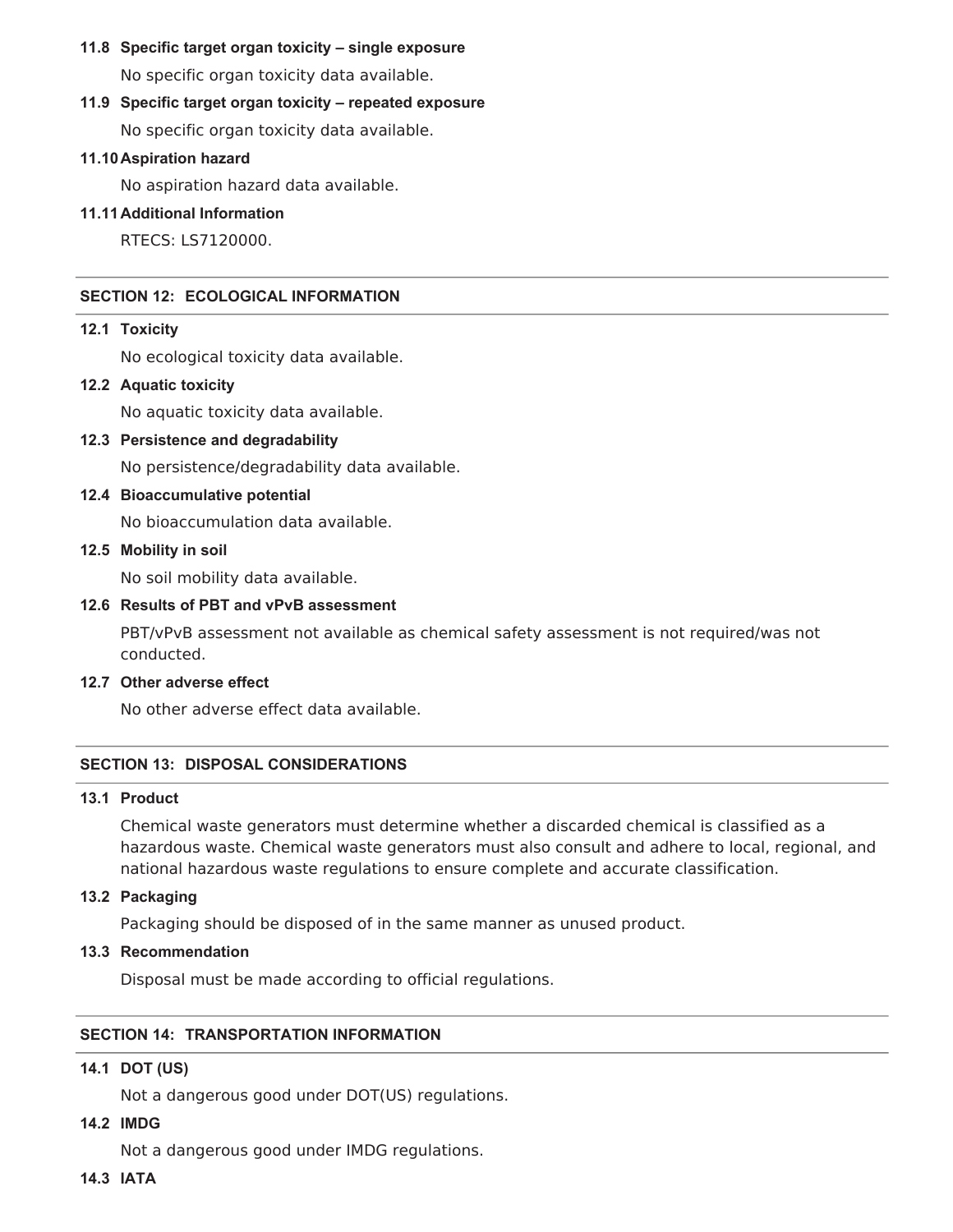### 11.8 Specific target organ toxicity – single exposure

No specific organ toxicity data available.

### 11.9 Specific target organ toxicity – repeated exposure

No specific organ toxicity data available.

### 11.10 Aspiration hazard

No aspiration hazard data available.

### 11.11 Additional Information

RTECS: LS7120000.

## SECTION 12: ECOLOGICAL INFORMATION

### 12.1 Toxicity

No ecological toxicity data available.

### 12.2 Aquatic toxicity

No aquatic toxicity data available.

### 12.3 Persistence and degradability

No persistence/degradability data available.

### 12.4 Bioaccumulative potential

No bioaccumulation data available.

### 12.5 Mobility in soil

No soil mobility data available.

### 12.6 Results of PBT and vPvB assessment

PBT/vPvB assessment not available as chemical safety assessment is not required/was not conducted.

### 12.7 Other adverse effect

No other adverse effect data available.

## SECTION 13: DISPOSAL CONSIDERATIONS

### 13.1 Product

Chemical waste generators must determine whether a discarded chemical is classified as a hazardous waste. Chemical waste generators must also consult and adhere to local, regional, and national hazardous waste regulations to ensure complete and accurate classification.

### 13.2 Packaging

Packaging should be disposed of in the same manner as unused product.

### 13.3 Recommendation

Disposal must be made according to official regulations.

## SECTION 14: TRANSPORTATION INFORMATION

### 14.1 DOT (US)

Not a dangerous good under DOT(US) regulations.

### 14.2 IMDG

Not a dangerous good under IMDG regulations.

### 14.3 IATA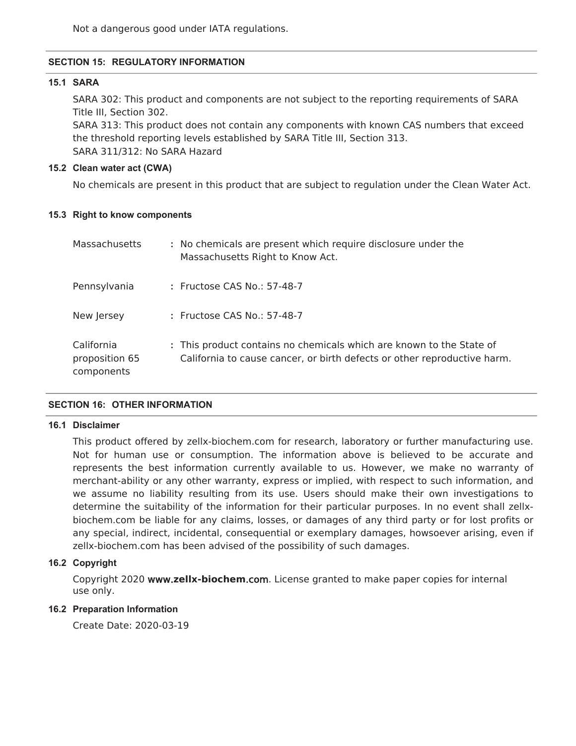Not a dangerous good under IATA regulations.

## SECTION 15: REGULATORY INFORMATION

### 15.1 SARA

SARA 302: This product and components are not subject to the reporting requirements of SARA Title III, Section 302.
SARA 313: This product does not contain any components with known CAS numbers that exceed the threshold reporting levels established by SARA Title III, Section 313.
SARA 311/312: No SARA Hazard

### 15.2 Clean water act (CWA)

No chemicals are present in this product that are subject to regulation under the Clean Water Act.

### 15.3 Right to know components

| | |
|---|---|
| Massachusetts | : No chemicals are present which require disclosure under the Massachusetts Right to Know Act. |
| Pennsylvania | : Fructose CAS No.: 57-48-7 |
| New Jersey | : Fructose CAS No.: 57-48-7 |
| California proposition 65 components | : This product contains no chemicals which are known to the State of California to cause cancer, or birth defects or other reproductive harm. |

## SECTION 16: OTHER INFORMATION

### 16.1 Disclaimer

This product offered by zellx-biochem.com for research, laboratory or further manufacturing use. Not for human use or consumption. The information above is believed to be accurate and represents the best information currently available to us. However, we make no warranty of merchant-ability or any other warranty, express or implied, with respect to such information, and we assume no liability resulting from its use. Users should make their own investigations to determine the suitability of the information for their particular purposes. In no event shall zellx-biochem.com be liable for any claims, losses, or damages of any third party or for lost profits or any special, indirect, incidental, consequential or exemplary damages, howsoever arising, even if zellx-biochem.com has been advised of the possibility of such damages.

### 16.2 Copyright

Copyright 2020 www.**zellx-biochem**.com. License granted to make paper copies for internal use only.

### 16.2 Preparation Information

Create Date: 2020-03-19